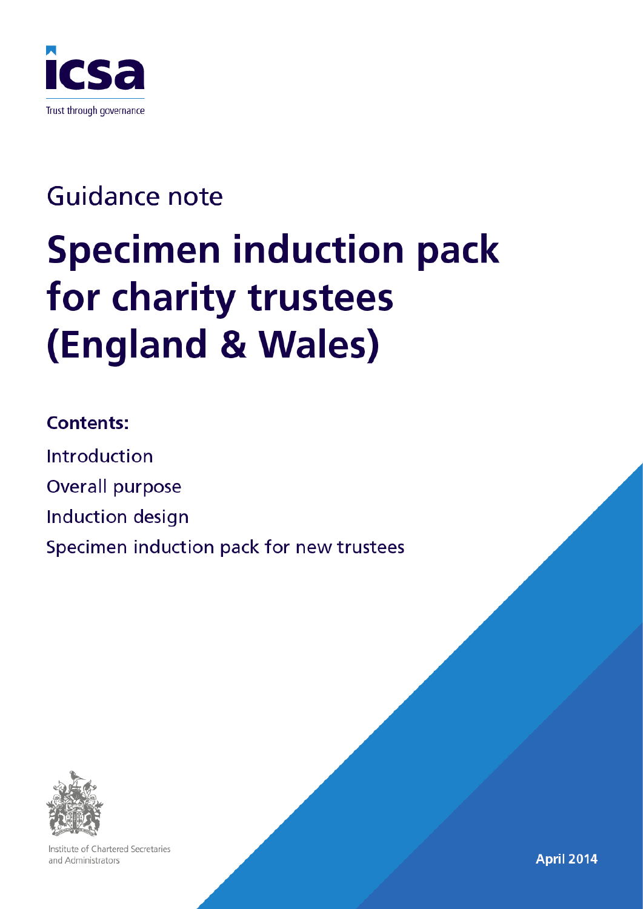icsa

Trust through governance

Guidance note

# Specimen induction pack for charity trustees (England & Wales)

**Contents:**

Introduction

Overall purpose

Induction design

Specimen induction pack for new trustees

Institute of Chartered Secretaries and Administrators

**April 2014**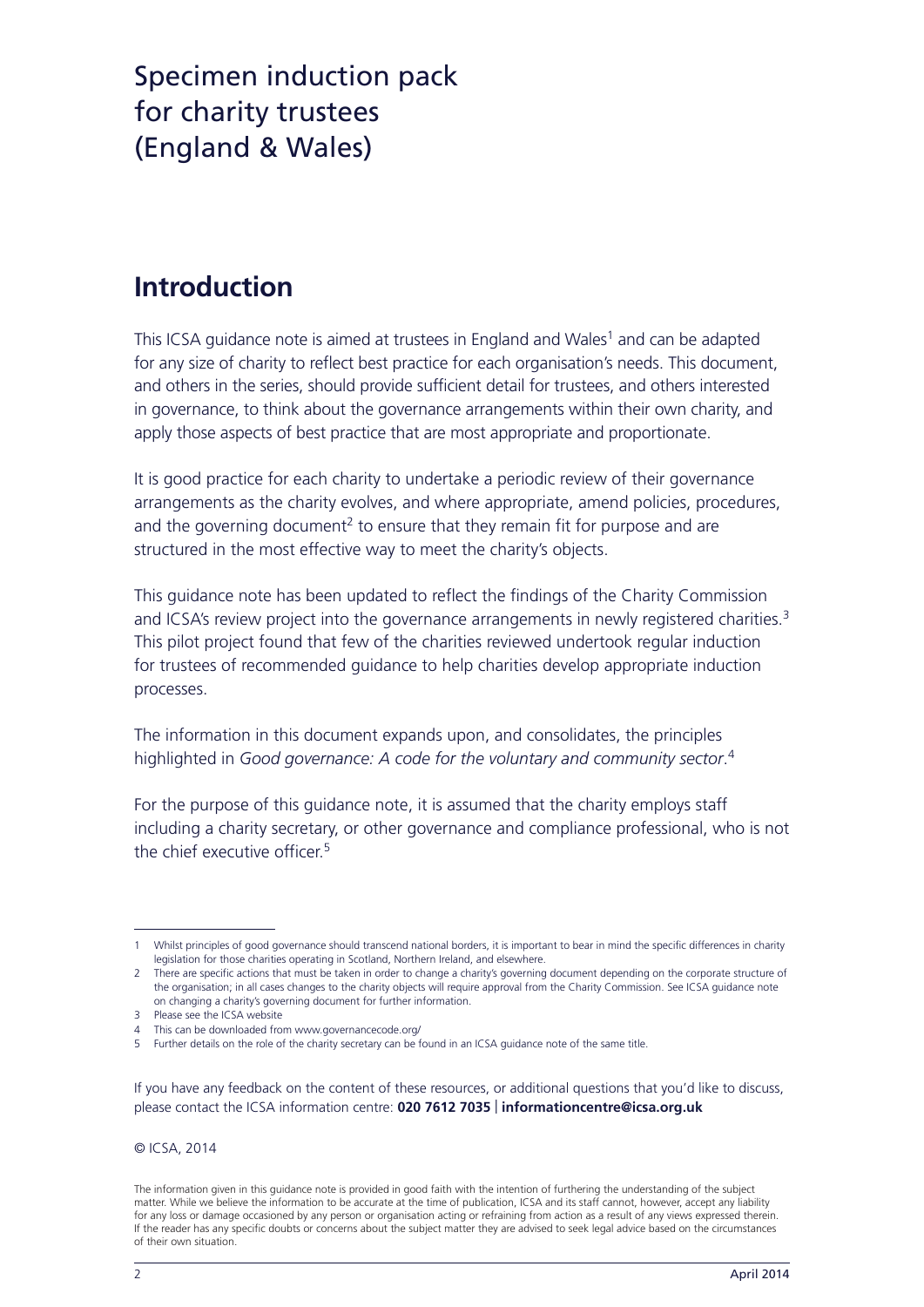# Specimen induction pack for charity trustees (England & Wales)

## Introduction

This ICSA guidance note is aimed at trustees in England and Wales[1] and can be adapted for any size of charity to reflect best practice for each organisation's needs. This document, and others in the series, should provide sufficient detail for trustees, and others interested in governance, to think about the governance arrangements within their own charity, and apply those aspects of best practice that are most appropriate and proportionate.

It is good practice for each charity to undertake a periodic review of their governance arrangements as the charity evolves, and where appropriate, amend policies, procedures, and the governing document[2] to ensure that they remain fit for purpose and are structured in the most effective way to meet the charity's objects.

This guidance note has been updated to reflect the findings of the Charity Commission and ICSA's review project into the governance arrangements in newly registered charities.[3] This pilot project found that few of the charities reviewed undertook regular induction for trustees of recommended guidance to help charities develop appropriate induction processes.

The information in this document expands upon, and consolidates, the principles highlighted in *Good governance: A code for the voluntary and community sector*.[4]

For the purpose of this guidance note, it is assumed that the charity employs staff including a charity secretary, or other governance and compliance professional, who is not the chief executive officer.[5]

---

1 Whilst principles of good governance should transcend national borders, it is important to bear in mind the specific differences in charity legislation for those charities operating in Scotland, Northern Ireland, and elsewhere.

2 There are specific actions that must be taken in order to change a charity's governing document depending on the corporate structure of the organisation; in all cases changes to the charity objects will require approval from the Charity Commission. See ICSA guidance note on changing a charity's governing document for further information.

3 Please see the ICSA website

4 This can be downloaded from www.governancecode.org/

5 Further details on the role of the charity secretary can be found in an ICSA guidance note of the same title.

If you have any feedback on the content of these resources, or additional questions that you'd like to discuss, please contact the ICSA information centre: **020 7612 7035** | **informationcentre@icsa.org.uk**

© ICSA, 2014

The information given in this guidance note is provided in good faith with the intention of furthering the understanding of the subject matter. While we believe the information to be accurate at the time of publication, ICSA and its staff cannot, however, accept any liability for any loss or damage occasioned by any person or organisation acting or refraining from action as a result of any views expressed therein. If the reader has any specific doubts or concerns about the subject matter they are advised to seek legal advice based on the circumstances of their own situation.

April 2014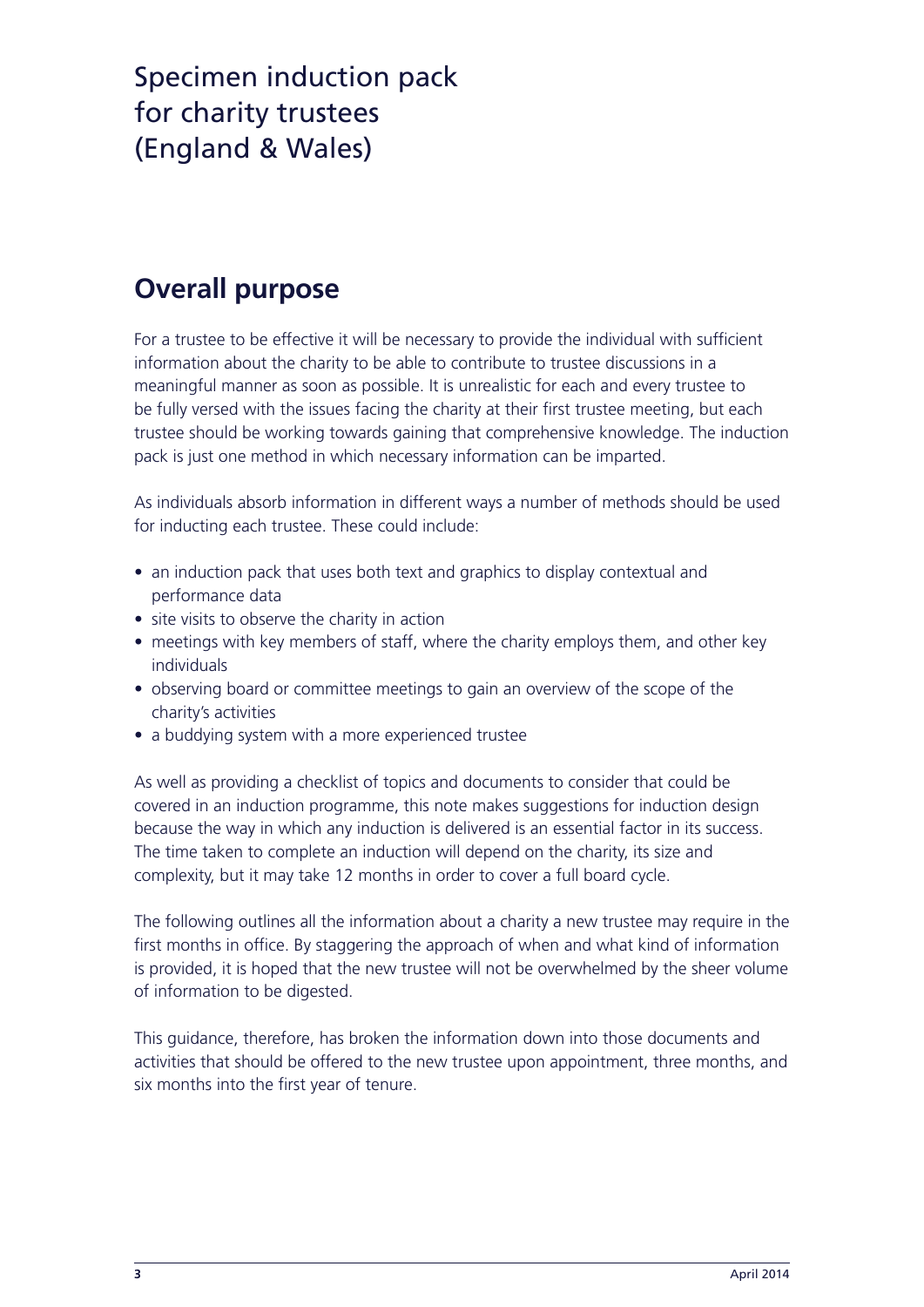# Specimen induction pack for charity trustees (England & Wales)

## Overall purpose

For a trustee to be effective it will be necessary to provide the individual with sufficient information about the charity to be able to contribute to trustee discussions in a meaningful manner as soon as possible. It is unrealistic for each and every trustee to be fully versed with the issues facing the charity at their first trustee meeting, but each trustee should be working towards gaining that comprehensive knowledge. The induction pack is just one method in which necessary information can be imparted.

As individuals absorb information in different ways a number of methods should be used for inducting each trustee. These could include:

- an induction pack that uses both text and graphics to display contextual and performance data
- site visits to observe the charity in action
- meetings with key members of staff, where the charity employs them, and other key individuals
- observing board or committee meetings to gain an overview of the scope of the charity's activities
- a buddying system with a more experienced trustee

As well as providing a checklist of topics and documents to consider that could be covered in an induction programme, this note makes suggestions for induction design because the way in which any induction is delivered is an essential factor in its success. The time taken to complete an induction will depend on the charity, its size and complexity, but it may take 12 months in order to cover a full board cycle.

The following outlines all the information about a charity a new trustee may require in the first months in office. By staggering the approach of when and what kind of information is provided, it is hoped that the new trustee will not be overwhelmed by the sheer volume of information to be digested.

This guidance, therefore, has broken the information down into those documents and activities that should be offered to the new trustee upon appointment, three months, and six months into the first year of tenure.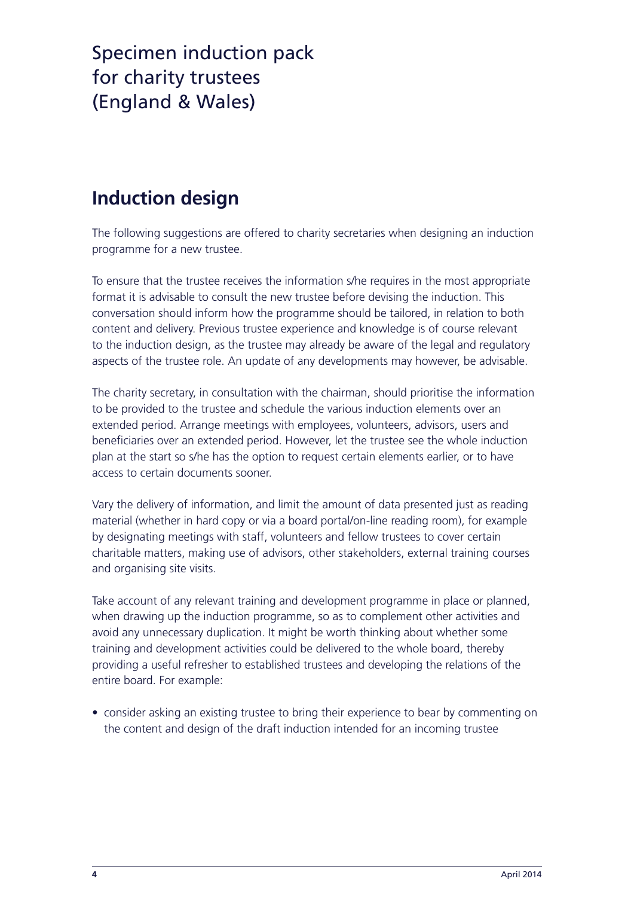# Specimen induction pack for charity trustees (England & Wales)

## Induction design

The following suggestions are offered to charity secretaries when designing an induction programme for a new trustee.

To ensure that the trustee receives the information s/he requires in the most appropriate format it is advisable to consult the new trustee before devising the induction. This conversation should inform how the programme should be tailored, in relation to both content and delivery. Previous trustee experience and knowledge is of course relevant to the induction design, as the trustee may already be aware of the legal and regulatory aspects of the trustee role. An update of any developments may however, be advisable.

The charity secretary, in consultation with the chairman, should prioritise the information to be provided to the trustee and schedule the various induction elements over an extended period. Arrange meetings with employees, volunteers, advisors, users and beneficiaries over an extended period. However, let the trustee see the whole induction plan at the start so s/he has the option to request certain elements earlier, or to have access to certain documents sooner.

Vary the delivery of information, and limit the amount of data presented just as reading material (whether in hard copy or via a board portal/on-line reading room), for example by designating meetings with staff, volunteers and fellow trustees to cover certain charitable matters, making use of advisors, other stakeholders, external training courses and organising site visits.

Take account of any relevant training and development programme in place or planned, when drawing up the induction programme, so as to complement other activities and avoid any unnecessary duplication. It might be worth thinking about whether some training and development activities could be delivered to the whole board, thereby providing a useful refresher to established trustees and developing the relations of the entire board. For example:

- consider asking an existing trustee to bring their experience to bear by commenting on the content and design of the draft induction intended for an incoming trustee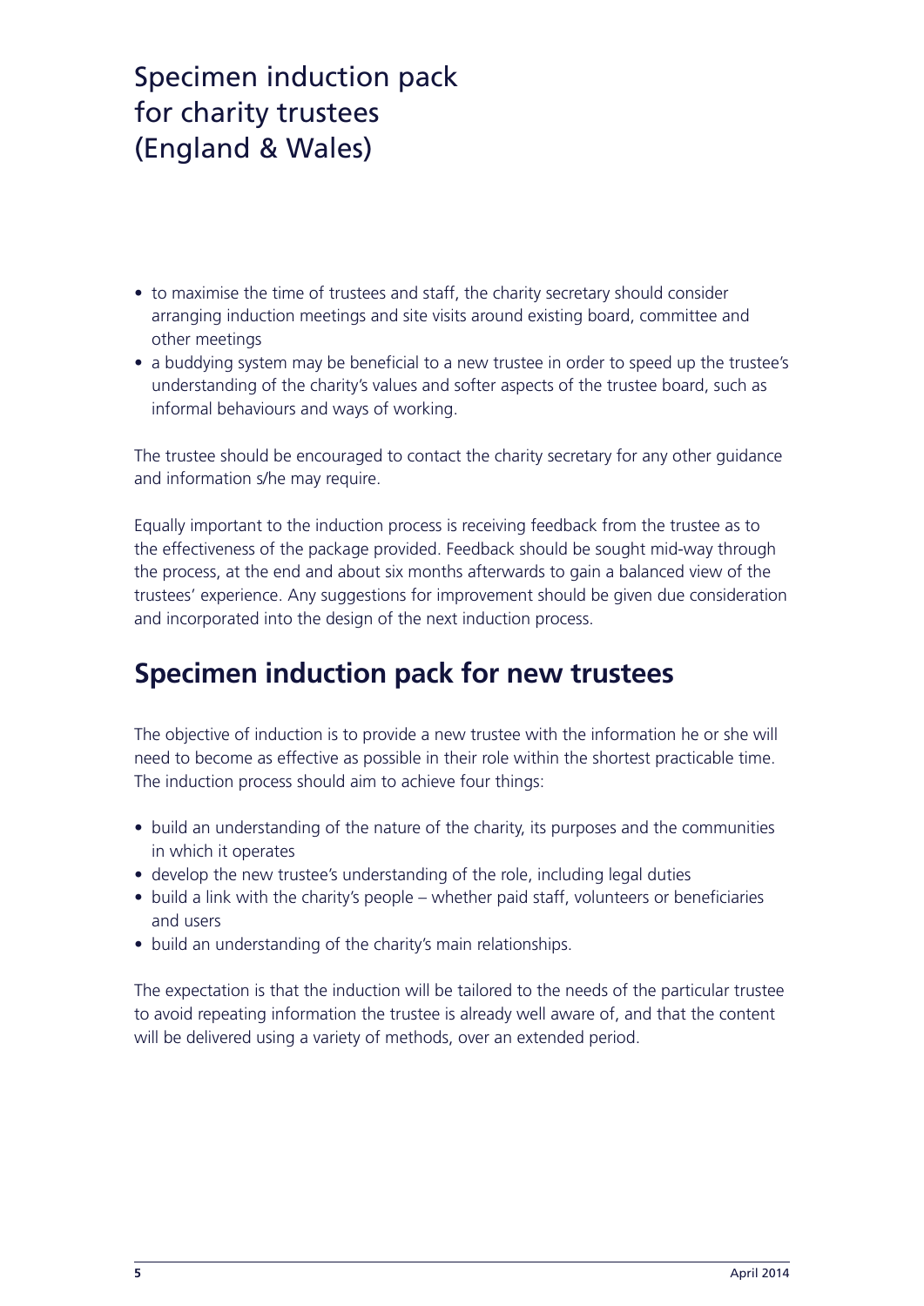- to maximise the time of trustees and staff, the charity secretary should consider arranging induction meetings and site visits around existing board, committee and other meetings
- a buddying system may be beneficial to a new trustee in order to speed up the trustee's understanding of the charity's values and softer aspects of the trustee board, such as informal behaviours and ways of working.

The trustee should be encouraged to contact the charity secretary for any other guidance and information s/he may require.

Equally important to the induction process is receiving feedback from the trustee as to the effectiveness of the package provided. Feedback should be sought mid-way through the process, at the end and about six months afterwards to gain a balanced view of the trustees' experience. Any suggestions for improvement should be given due consideration and incorporated into the design of the next induction process.

## Specimen induction pack for new trustees

The objective of induction is to provide a new trustee with the information he or she will need to become as effective as possible in their role within the shortest practicable time. The induction process should aim to achieve four things:

- build an understanding of the nature of the charity, its purposes and the communities in which it operates
- develop the new trustee's understanding of the role, including legal duties
- build a link with the charity's people – whether paid staff, volunteers or beneficiaries and users
- build an understanding of the charity's main relationships.

The expectation is that the induction will be tailored to the needs of the particular trustee to avoid repeating information the trustee is already well aware of, and that the content will be delivered using a variety of methods, over an extended period.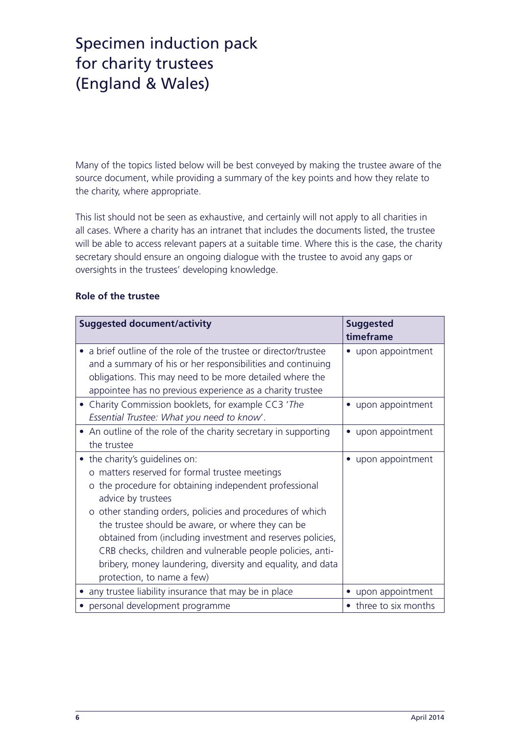# Specimen induction pack for charity trustees (England & Wales)

Many of the topics listed below will be best conveyed by making the trustee aware of the source document, while providing a summary of the key points and how they relate to the charity, where appropriate.

This list should not be seen as exhaustive, and certainly will not apply to all charities in all cases. Where a charity has an intranet that includes the documents listed, the trustee will be able to access relevant papers at a suitable time. Where this is the case, the charity secretary should ensure an ongoing dialogue with the trustee to avoid any gaps or oversights in the trustees' developing knowledge.

**Role of the trustee**

| Suggested document/activity | Suggested timeframe |
|---|---|
| • a brief outline of the role of the trustee or director/trustee and a summary of his or her responsibilities and continuing obligations. This may need to be more detailed where the appointee has no previous experience as a charity trustee | • upon appointment |
| • Charity Commission booklets, for example CC3 '*The Essential Trustee: What you need to know*'. | • upon appointment |
| • An outline of the role of the charity secretary in supporting the trustee | • upon appointment |
| • the charity's guidelines on:<br>o matters reserved for formal trustee meetings<br>o the procedure for obtaining independent professional advice by trustees<br>o other standing orders, policies and procedures of which the trustee should be aware, or where they can be obtained from (including investment and reserves policies, CRB checks, children and vulnerable people policies, anti-bribery, money laundering, diversity and equality, and data protection, to name a few) | • upon appointment |
| • any trustee liability insurance that may be in place | • upon appointment |
| • personal development programme | • three to six months |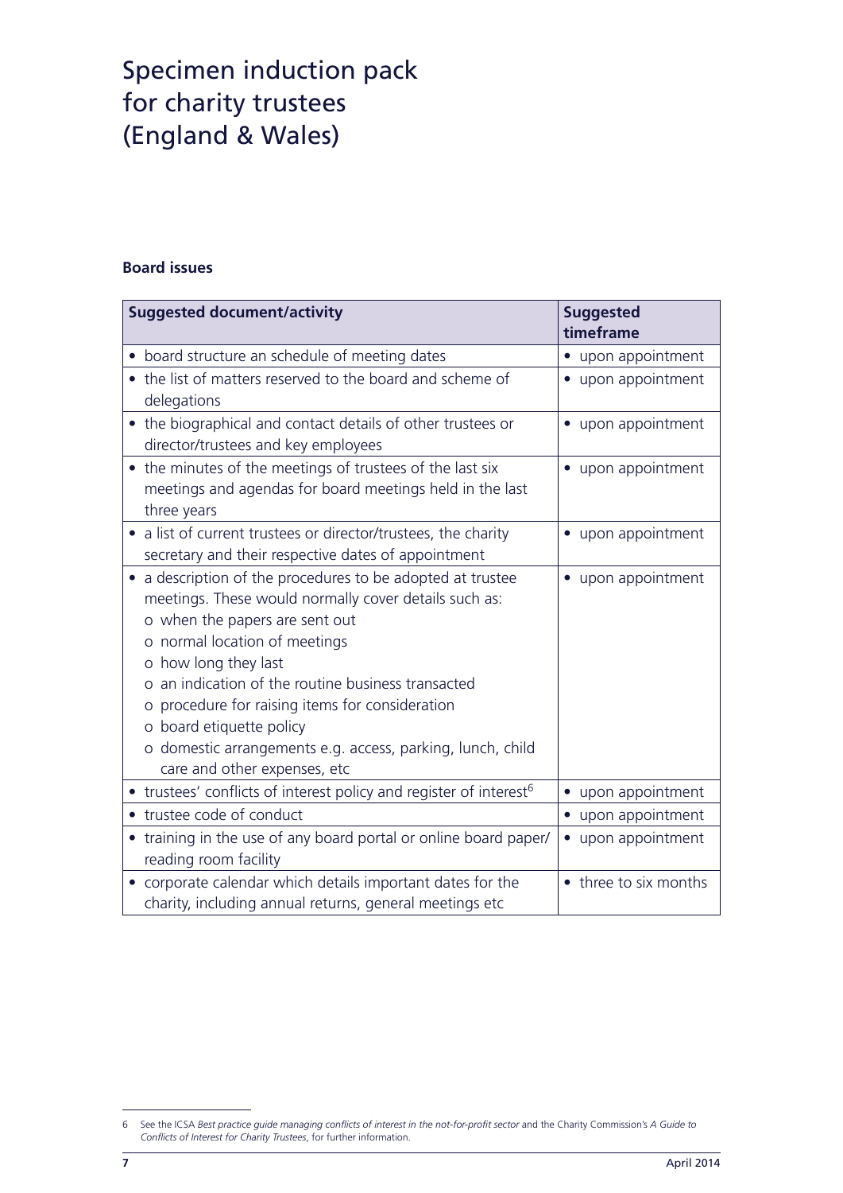# Specimen induction pack for charity trustees (England & Wales)

**Board issues**

| Suggested document/activity | Suggested timeframe |
|---|---|
| • board structure an schedule of meeting dates | • upon appointment |
| • the list of matters reserved to the board and scheme of delegations | • upon appointment |
| • the biographical and contact details of other trustees or director/trustees and key employees | • upon appointment |
| • the minutes of the meetings of trustees of the last six meetings and agendas for board meetings held in the last three years | • upon appointment |
| • a list of current trustees or director/trustees, the charity secretary and their respective dates of appointment | • upon appointment |
| • a description of the procedures to be adopted at trustee meetings. These would normally cover details such as:<br>o when the papers are sent out<br>o normal location of meetings<br>o how long they last<br>o an indication of the routine business transacted<br>o procedure for raising items for consideration<br>o board etiquette policy<br>o domestic arrangements e.g. access, parking, lunch, child care and other expenses, etc | • upon appointment |
| • trustees' conflicts of interest policy and register of interest[6] | • upon appointment |
| • trustee code of conduct | • upon appointment |
| • training in the use of any board portal or online board paper/ reading room facility | • upon appointment |
| • corporate calendar which details important dates for the charity, including annual returns, general meetings etc | • three to six months |

6 See the ICSA *Best practice guide managing conflicts of interest in the not-for-profit sector* and the Charity Commission's *A Guide to Conflicts of Interest for Charity Trustees*, for further information.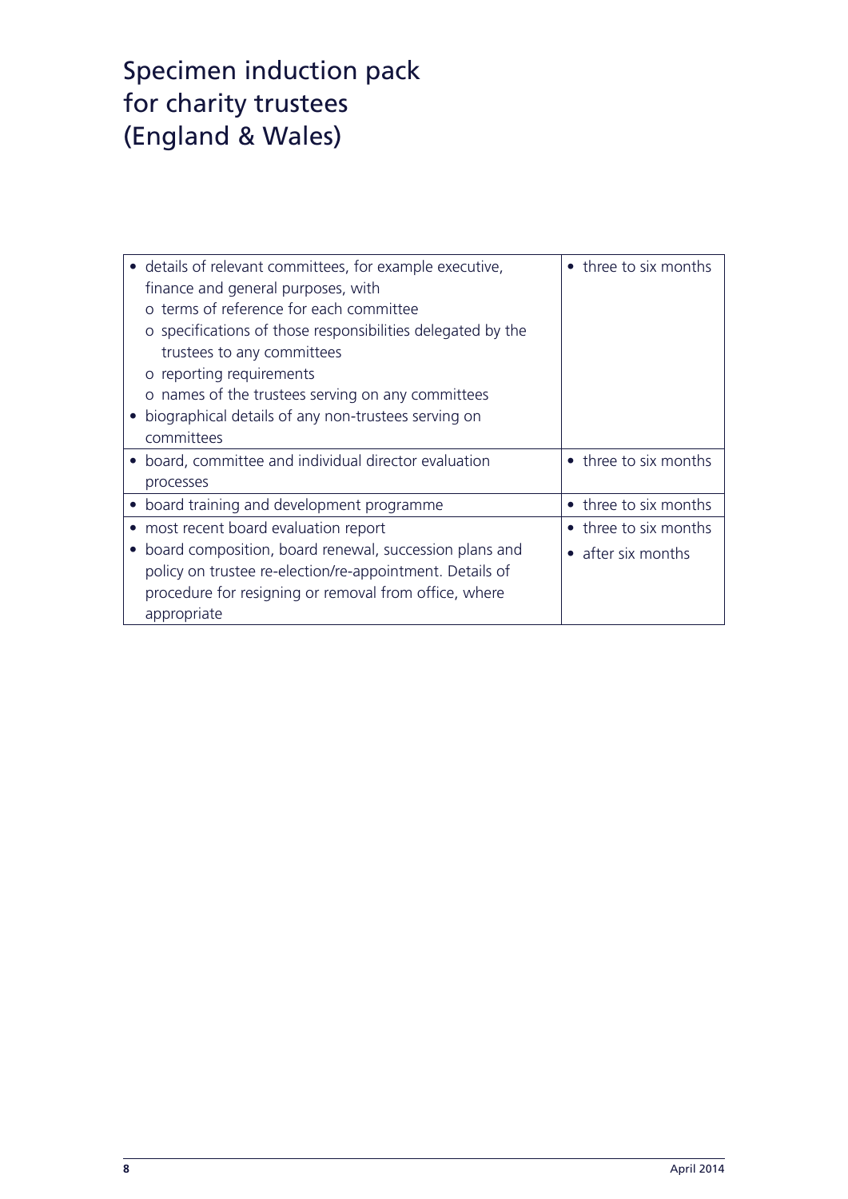# Specimen induction pack for charity trustees (England & Wales)

| | |
|---|---|
| • details of relevant committees, for example executive, finance and general purposes, with<br>o terms of reference for each committee<br>o specifications of those responsibilities delegated by the trustees to any committees<br>o reporting requirements<br>o names of the trustees serving on any committees<br>• biographical details of any non-trustees serving on committees | • three to six months |
| • board, committee and individual director evaluation processes | • three to six months |
| • board training and development programme | • three to six months |
| • most recent board evaluation report<br>• board composition, board renewal, succession plans and policy on trustee re-election/re-appointment. Details of procedure for resigning or removal from office, where appropriate | • three to six months<br>• after six months |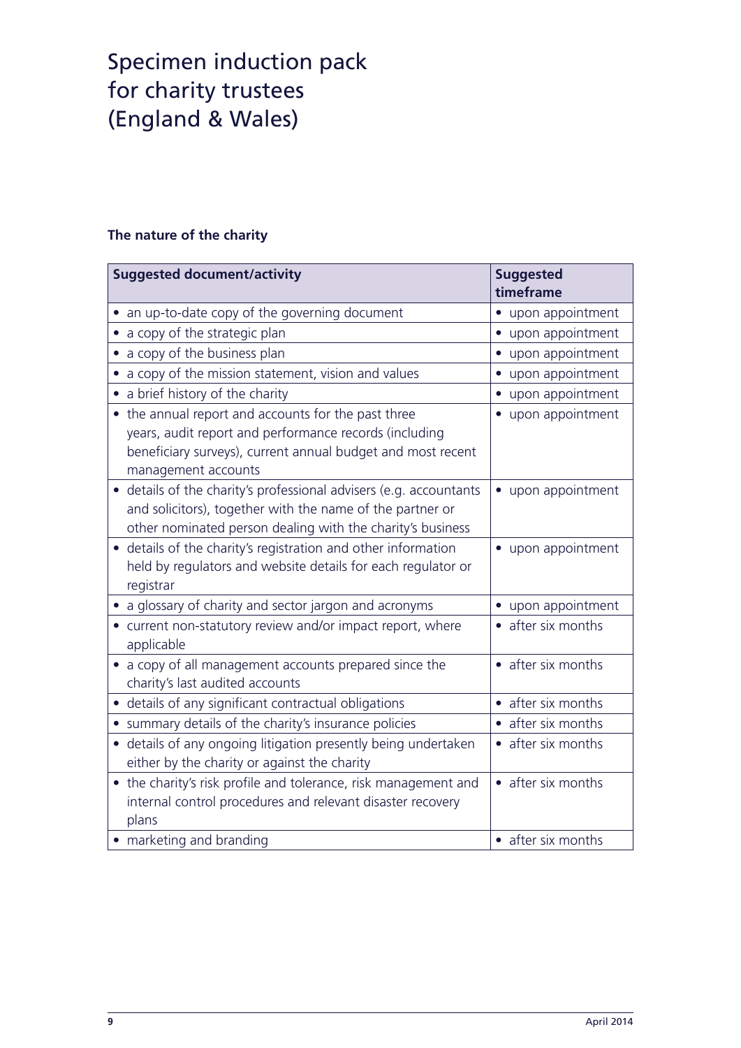# Specimen induction pack for charity trustees (England & Wales)

**The nature of the charity**

| Suggested document/activity | Suggested timeframe |
|---|---|
| • an up-to-date copy of the governing document | • upon appointment |
| • a copy of the strategic plan | • upon appointment |
| • a copy of the business plan | • upon appointment |
| • a copy of the mission statement, vision and values | • upon appointment |
| • a brief history of the charity | • upon appointment |
| • the annual report and accounts for the past three years, audit report and performance records (including beneficiary surveys), current annual budget and most recent management accounts | • upon appointment |
| • details of the charity's professional advisers (e.g. accountants and solicitors), together with the name of the partner or other nominated person dealing with the charity's business | • upon appointment |
| • details of the charity's registration and other information held by regulators and website details for each regulator or registrar | • upon appointment |
| • a glossary of charity and sector jargon and acronyms | • upon appointment |
| • current non-statutory review and/or impact report, where applicable | • after six months |
| • a copy of all management accounts prepared since the charity's last audited accounts | • after six months |
| • details of any significant contractual obligations | • after six months |
| • summary details of the charity's insurance policies | • after six months |
| • details of any ongoing litigation presently being undertaken either by the charity or against the charity | • after six months |
| • the charity's risk profile and tolerance, risk management and internal control procedures and relevant disaster recovery plans | • after six months |
| • marketing and branding | • after six months |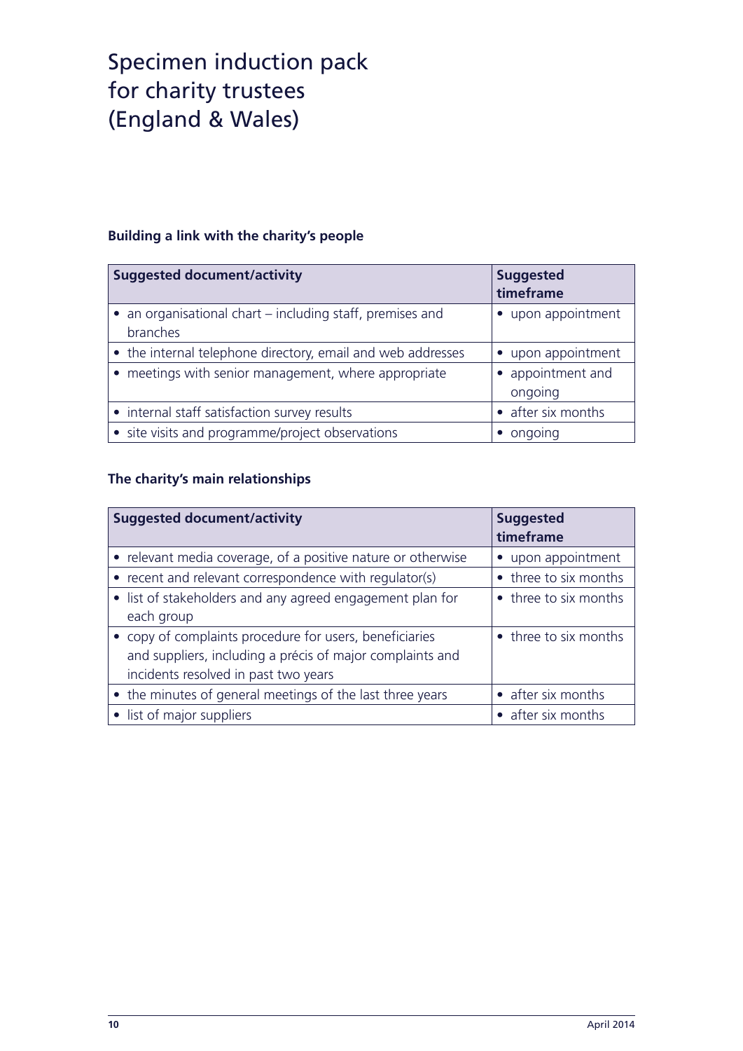# Specimen induction pack for charity trustees (England & Wales)

**Building a link with the charity's people**

| Suggested document/activity | Suggested timeframe |
|---|---|
| • an organisational chart – including staff, premises and branches | • upon appointment |
| • the internal telephone directory, email and web addresses | • upon appointment |
| • meetings with senior management, where appropriate | • appointment and ongoing |
| • internal staff satisfaction survey results | • after six months |
| • site visits and programme/project observations | • ongoing |

**The charity's main relationships**

| Suggested document/activity | Suggested timeframe |
|---|---|
| • relevant media coverage, of a positive nature or otherwise | • upon appointment |
| • recent and relevant correspondence with regulator(s) | • three to six months |
| • list of stakeholders and any agreed engagement plan for each group | • three to six months |
| • copy of complaints procedure for users, beneficiaries and suppliers, including a précis of major complaints and incidents resolved in past two years | • three to six months |
| • the minutes of general meetings of the last three years | • after six months |
| • list of major suppliers | • after six months |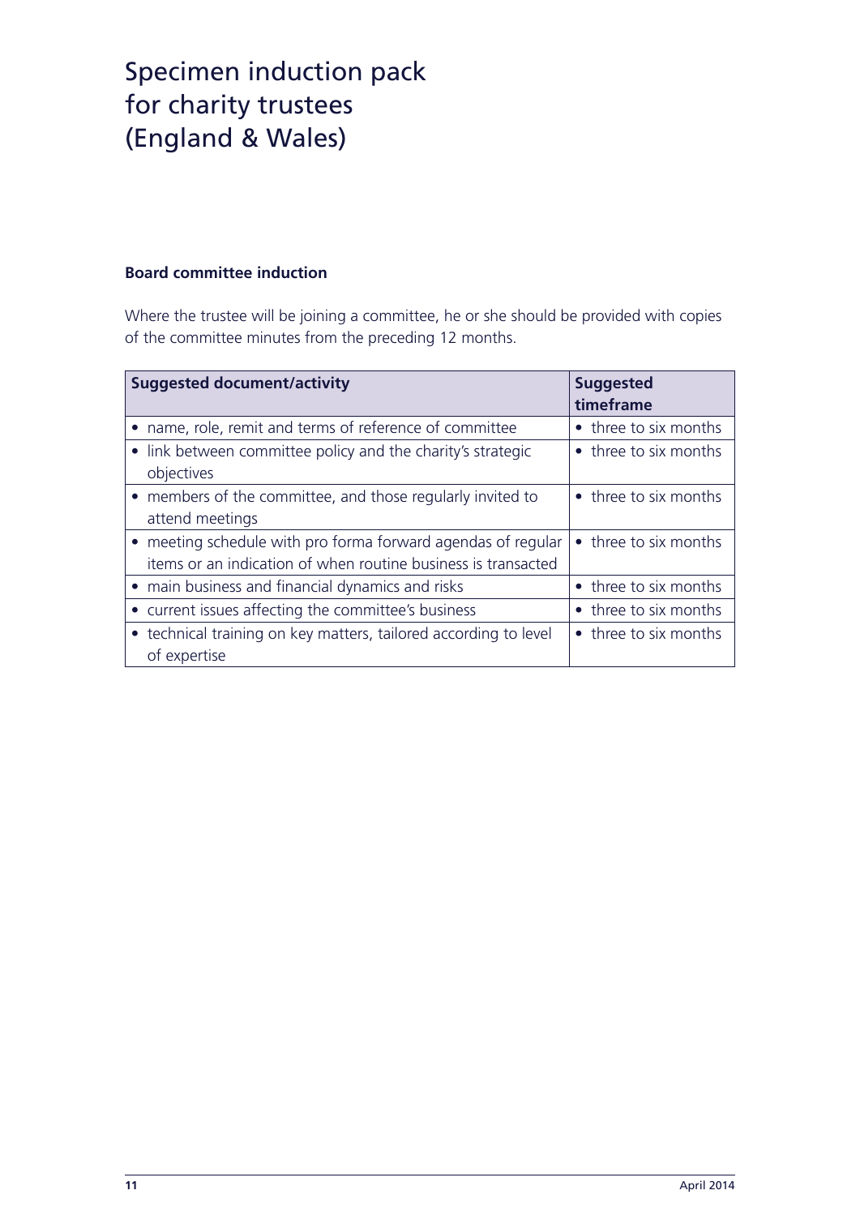# Specimen induction pack for charity trustees (England & Wales)

### Board committee induction

Where the trustee will be joining a committee, he or she should be provided with copies of the committee minutes from the preceding 12 months.

| Suggested document/activity | Suggested timeframe |
| --- | --- |
| • name, role, remit and terms of reference of committee | • three to six months |
| • link between committee policy and the charity's strategic objectives | • three to six months |
| • members of the committee, and those regularly invited to attend meetings | • three to six months |
| • meeting schedule with pro forma forward agendas of regular items or an indication of when routine business is transacted | • three to six months |
| • main business and financial dynamics and risks | • three to six months |
| • current issues affecting the committee's business | • three to six months |
| • technical training on key matters, tailored according to level of expertise | • three to six months |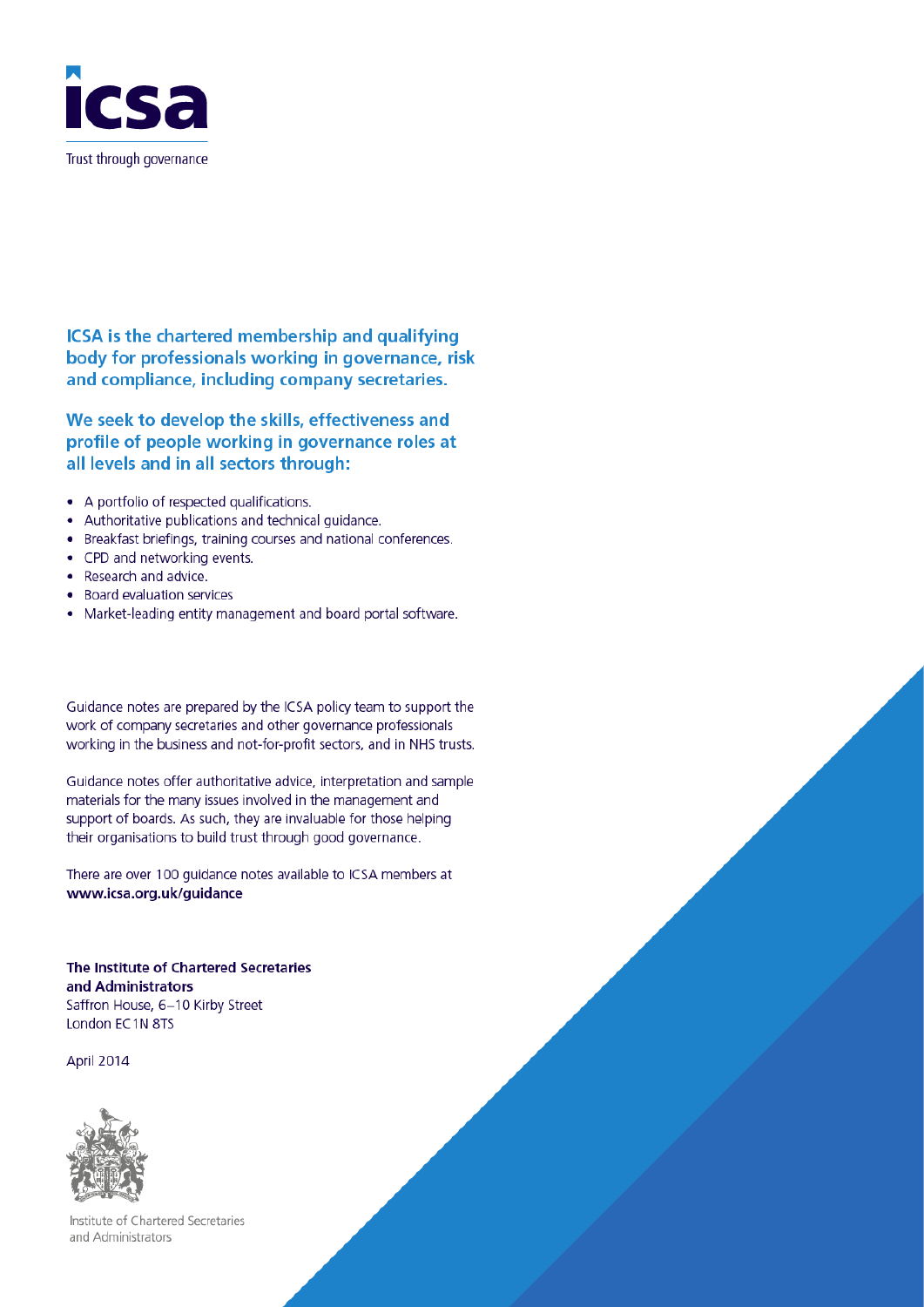icsa

Trust through governance

**ICSA is the chartered membership and qualifying body for professionals working in governance, risk and compliance, including company secretaries.**

**We seek to develop the skills, effectiveness and profile of people working in governance roles at all levels and in all sectors through:**

- A portfolio of respected qualifications.
- Authoritative publications and technical guidance.
- Breakfast briefings, training courses and national conferences.
- CPD and networking events.
- Research and advice.
- Board evaluation services
- Market-leading entity management and board portal software.

Guidance notes are prepared by the ICSA policy team to support the work of company secretaries and other governance professionals working in the business and not-for-profit sectors, and in NHS trusts.

Guidance notes offer authoritative advice, interpretation and sample materials for the many issues involved in the management and support of boards. As such, they are invaluable for those helping their organisations to build trust through good governance.

There are over 100 guidance notes available to ICSA members at **www.icsa.org.uk/guidance**

**The Institute of Chartered Secretaries and Administrators**
Saffron House, 6–10 Kirby Street
London EC1N 8TS

April 2014

Institute of Chartered Secretaries and Administrators